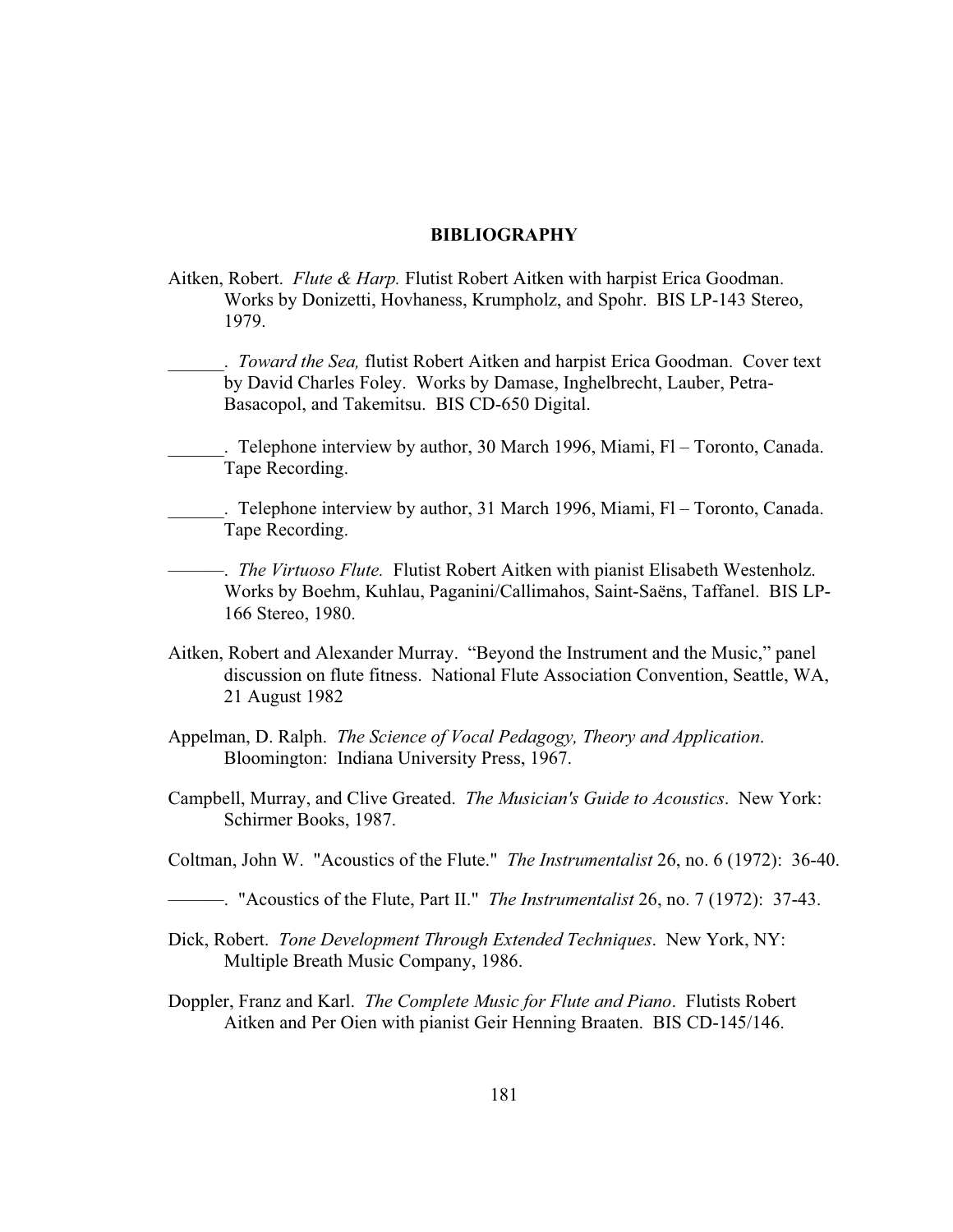# BIBLIOGRAPHY

Aitken, Robert. *Flute & Harp.* Flutist Robert Aitken with harpist Erica Goodman. Works by Donizetti, Hovhaness, Krumpholz, and Spohr. BIS LP-143 Stereo, 1979.

______. *Toward the Sea,* flutist Robert Aitken and harpist Erica Goodman. Cover text by David Charles Foley. Works by Damase, Inghelbrecht, Lauber, Petra-Basacopol, and Takemitsu. BIS CD-650 Digital.

______. Telephone interview by author, 30 March 1996, Miami, Fl – Toronto, Canada. Tape Recording.

______. Telephone interview by author, 31 March 1996, Miami, Fl – Toronto, Canada. Tape Recording.

———. *The Virtuoso Flute.* Flutist Robert Aitken with pianist Elisabeth Westenholz. Works by Boehm, Kuhlau, Paganini/Callimahos, Saint-Saëns, Taffanel. BIS LP-166 Stereo, 1980.

Aitken, Robert and Alexander Murray. "Beyond the Instrument and the Music," panel discussion on flute fitness. National Flute Association Convention, Seattle, WA, 21 August 1982

Appelman, D. Ralph. *The Science of Vocal Pedagogy, Theory and Application*. Bloomington: Indiana University Press, 1967.

Campbell, Murray, and Clive Greated. *The Musician's Guide to Acoustics*. New York: Schirmer Books, 1987.

Coltman, John W. "Acoustics of the Flute." *The Instrumentalist* 26, no. 6 (1972): 36-40.

———. "Acoustics of the Flute, Part II." *The Instrumentalist* 26, no. 7 (1972): 37-43.

Dick, Robert. *Tone Development Through Extended Techniques*. New York, NY: Multiple Breath Music Company, 1986.

Doppler, Franz and Karl. *The Complete Music for Flute and Piano*. Flutists Robert Aitken and Per Oien with pianist Geir Henning Braaten. BIS CD-145/146.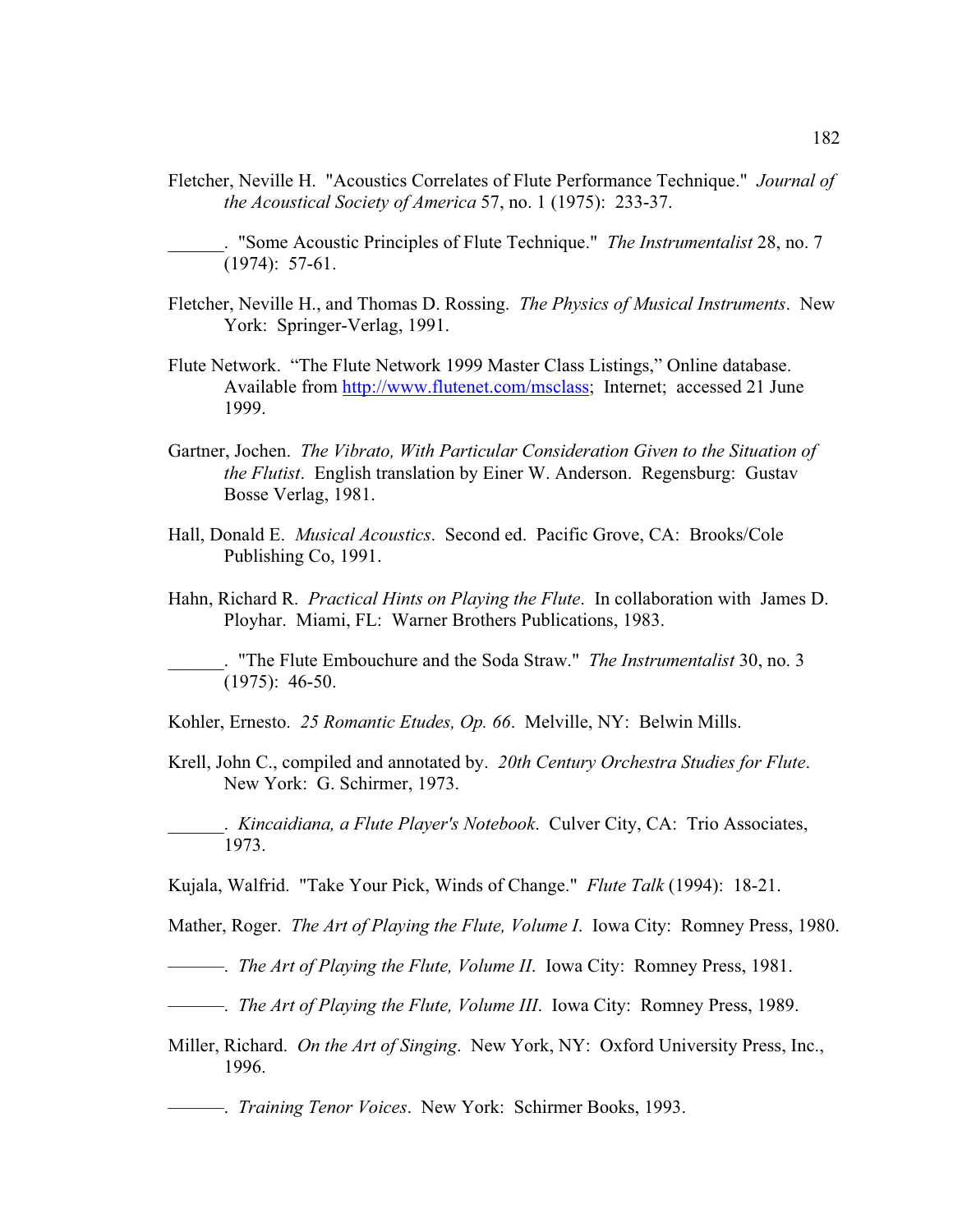Fletcher, Neville H. "Acoustics Correlates of Flute Performance Technique." *Journal of the Acoustical Society of America* 57, no. 1 (1975): 233-37.

______. "Some Acoustic Principles of Flute Technique." *The Instrumentalist* 28, no. 7 (1974): 57-61.

Fletcher, Neville H., and Thomas D. Rossing. *The Physics of Musical Instruments*. New York: Springer-Verlag, 1991.

Flute Network. "The Flute Network 1999 Master Class Listings," Online database. Available from http://www.flutenet.com/msclass; Internet; accessed 21 June 1999.

Gartner, Jochen. *The Vibrato, With Particular Consideration Given to the Situation of the Flutist*. English translation by Einer W. Anderson. Regensburg: Gustav Bosse Verlag, 1981.

Hall, Donald E. *Musical Acoustics*. Second ed. Pacific Grove, CA: Brooks/Cole Publishing Co, 1991.

Hahn, Richard R. *Practical Hints on Playing the Flute*. In collaboration with James D. Ployhar. Miami, FL: Warner Brothers Publications, 1983.

______. "The Flute Embouchure and the Soda Straw." *The Instrumentalist* 30, no. 3 (1975): 46-50.

Kohler, Ernesto. *25 Romantic Etudes, Op. 66*. Melville, NY: Belwin Mills.

Krell, John C., compiled and annotated by. *20th Century Orchestra Studies for Flute*. New York: G. Schirmer, 1973.

______. *Kincaidiana, a Flute Player's Notebook*. Culver City, CA: Trio Associates, 1973.

Kujala, Walfrid. "Take Your Pick, Winds of Change." *Flute Talk* (1994): 18-21.

Mather, Roger. *The Art of Playing the Flute, Volume I*. Iowa City: Romney Press, 1980.

———. *The Art of Playing the Flute, Volume II*. Iowa City: Romney Press, 1981.

———. *The Art of Playing the Flute, Volume III*. Iowa City: Romney Press, 1989.

Miller, Richard. *On the Art of Singing*. New York, NY: Oxford University Press, Inc., 1996.

———. *Training Tenor Voices*. New York: Schirmer Books, 1993.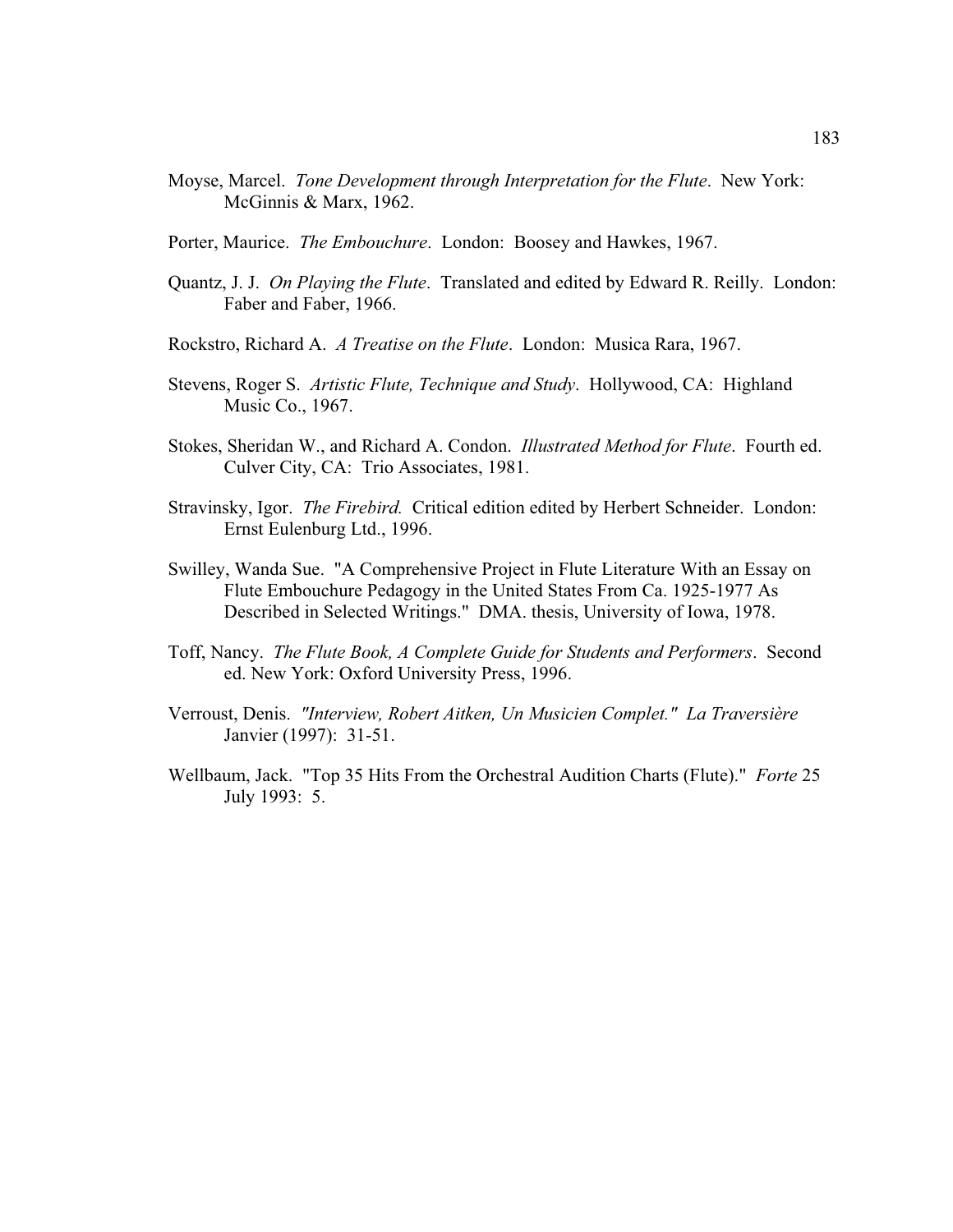Moyse, Marcel. *Tone Development through Interpretation for the Flute*. New York: McGinnis & Marx, 1962.

Porter, Maurice. *The Embouchure*. London: Boosey and Hawkes, 1967.

Quantz, J. J. *On Playing the Flute*. Translated and edited by Edward R. Reilly. London: Faber and Faber, 1966.

Rockstro, Richard A. *A Treatise on the Flute*. London: Musica Rara, 1967.

Stevens, Roger S. *Artistic Flute, Technique and Study*. Hollywood, CA: Highland Music Co., 1967.

Stokes, Sheridan W., and Richard A. Condon. *Illustrated Method for Flute*. Fourth ed. Culver City, CA: Trio Associates, 1981.

Stravinsky, Igor. *The Firebird.* Critical edition edited by Herbert Schneider. London: Ernst Eulenburg Ltd., 1996.

Swilley, Wanda Sue. "A Comprehensive Project in Flute Literature With an Essay on Flute Embouchure Pedagogy in the United States From Ca. 1925-1977 As Described in Selected Writings." DMA. thesis, University of Iowa, 1978.

Toff, Nancy. *The Flute Book, A Complete Guide for Students and Performers*. Second ed. New York: Oxford University Press, 1996.

Verroust, Denis. *"Interview, Robert Aitken, Un Musicien Complet." La Traversière* Janvier (1997): 31-51.

Wellbaum, Jack. "Top 35 Hits From the Orchestral Audition Charts (Flute)." *Forte* 25 July 1993: 5.